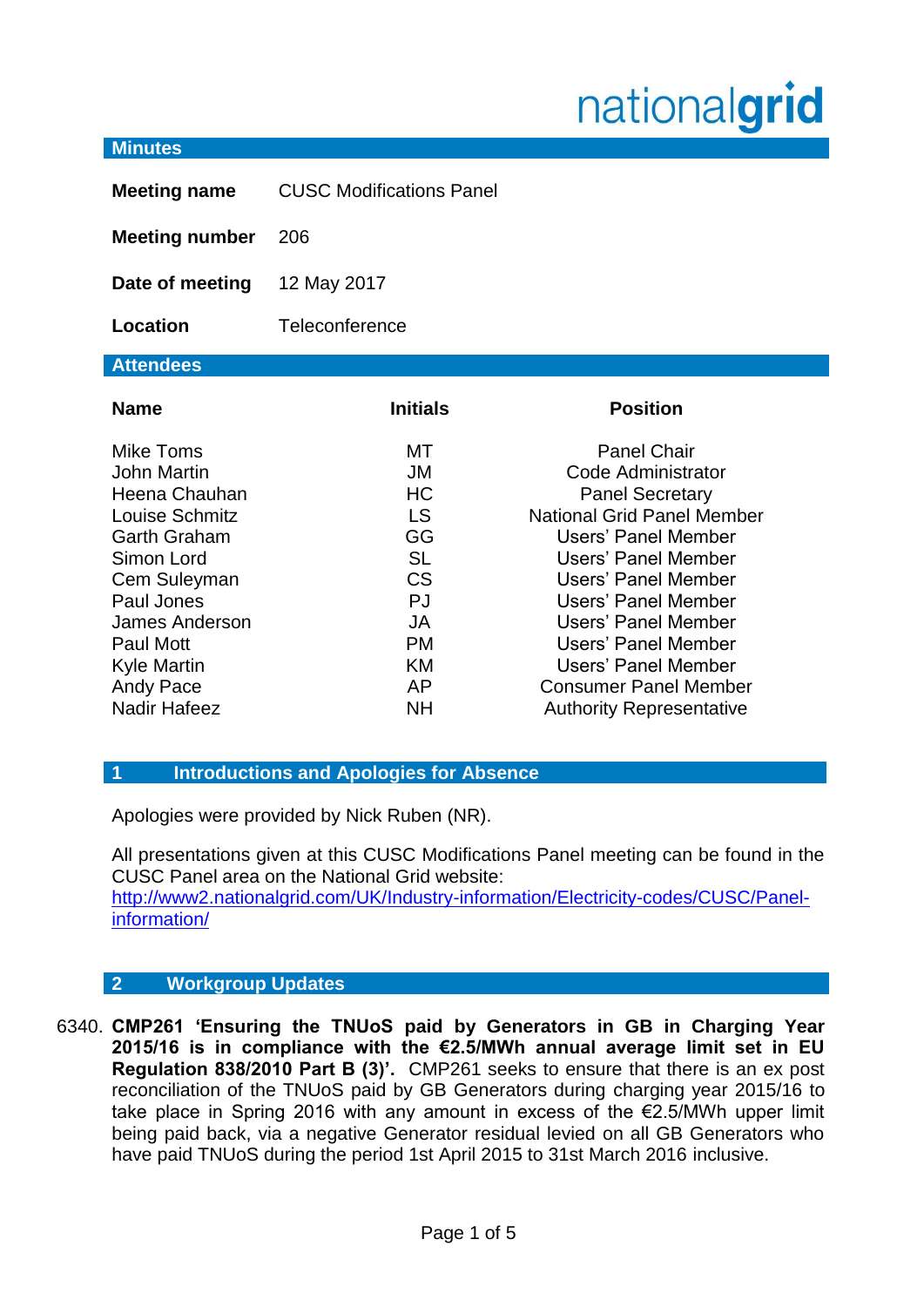nationalgrid

## Minutes

| | |
|---|---|
| **Meeting name** | CUSC Modifications Panel |
| **Meeting number** | 206 |
| **Date of meeting** | 12 May 2017 |
| **Location** | Teleconference |

## Attendees

| Name | Initials | Position |
|---|---|---|
| Mike Toms | MT | Panel Chair |
| John Martin | JM | Code Administrator |
| Heena Chauhan | HC | Panel Secretary |
| Louise Schmitz | LS | National Grid Panel Member |
| Garth Graham | GG | Users' Panel Member |
| Simon Lord | SL | Users' Panel Member |
| Cem Suleyman | CS | Users' Panel Member |
| Paul Jones | PJ | Users' Panel Member |
| James Anderson | JA | Users' Panel Member |
| Paul Mott | PM | Users' Panel Member |
| Kyle Martin | KM | Users' Panel Member |
| Andy Pace | AP | Consumer Panel Member |
| Nadir Hafeez | NH | Authority Representative |

## 1 Introductions and Apologies for Absence

Apologies were provided by Nick Ruben (NR).

All presentations given at this CUSC Modifications Panel meeting can be found in the CUSC Panel area on the National Grid website: [http://www2.nationalgrid.com/UK/Industry-information/Electricity-codes/CUSC/Panel-information/](http://www2.nationalgrid.com/UK/Industry-information/Electricity-codes/CUSC/Panel-information/)

## 2 Workgroup Updates

6340. **CMP261 'Ensuring the TNUoS paid by Generators in GB in Charging Year 2015/16 is in compliance with the €2.5/MWh annual average limit set in EU Regulation 838/2010 Part B (3)'.** CMP261 seeks to ensure that there is an ex post reconciliation of the TNUoS paid by GB Generators during charging year 2015/16 to take place in Spring 2016 with any amount in excess of the €2.5/MWh upper limit being paid back, via a negative Generator residual levied on all GB Generators who have paid TNUoS during the period 1st April 2015 to 31st March 2016 inclusive.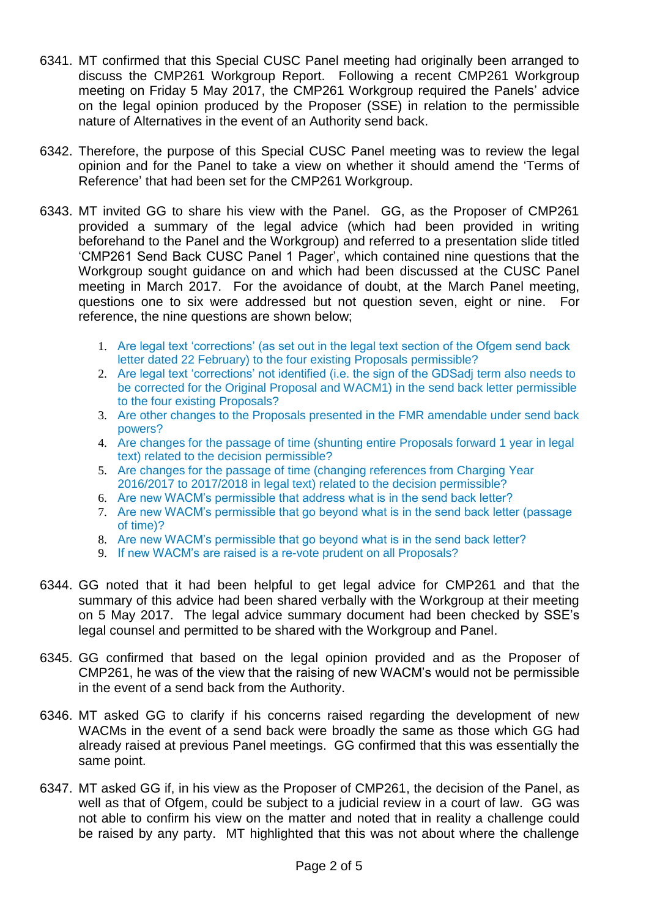6341. MT confirmed that this Special CUSC Panel meeting had originally been arranged to discuss the CMP261 Workgroup Report. Following a recent CMP261 Workgroup meeting on Friday 5 May 2017, the CMP261 Workgroup required the Panels' advice on the legal opinion produced by the Proposer (SSE) in relation to the permissible nature of Alternatives in the event of an Authority send back.

6342. Therefore, the purpose of this Special CUSC Panel meeting was to review the legal opinion and for the Panel to take a view on whether it should amend the 'Terms of Reference' that had been set for the CMP261 Workgroup.

6343. MT invited GG to share his view with the Panel. GG, as the Proposer of CMP261 provided a summary of the legal advice (which had been provided in writing beforehand to the Panel and the Workgroup) and referred to a presentation slide titled 'CMP261 Send Back CUSC Panel 1 Pager', which contained nine questions that the Workgroup sought guidance on and which had been discussed at the CUSC Panel meeting in March 2017. For the avoidance of doubt, at the March Panel meeting, questions one to six were addressed but not question seven, eight or nine. For reference, the nine questions are shown below;

    1. Are legal text 'corrections' (as set out in the legal text section of the Ofgem send back letter dated 22 February) to the four existing Proposals permissible?
    2. Are legal text 'corrections' not identified (i.e. the sign of the GDSadj term also needs to be corrected for the Original Proposal and WACM1) in the send back letter permissible to the four existing Proposals?
    3. Are other changes to the Proposals presented in the FMR amendable under send back powers?
    4. Are changes for the passage of time (shunting entire Proposals forward 1 year in legal text) related to the decision permissible?
    5. Are changes for the passage of time (changing references from Charging Year 2016/2017 to 2017/2018 in legal text) related to the decision permissible?
    6. Are new WACM's permissible that address what is in the send back letter?
    7. Are new WACM's permissible that go beyond what is in the send back letter (passage of time)?
    8. Are new WACM's permissible that go beyond what is in the send back letter?
    9. If new WACM's are raised is a re-vote prudent on all Proposals?

6344. GG noted that it had been helpful to get legal advice for CMP261 and that the summary of this advice had been shared verbally with the Workgroup at their meeting on 5 May 2017. The legal advice summary document had been checked by SSE's legal counsel and permitted to be shared with the Workgroup and Panel.

6345. GG confirmed that based on the legal opinion provided and as the Proposer of CMP261, he was of the view that the raising of new WACM's would not be permissible in the event of a send back from the Authority.

6346. MT asked GG to clarify if his concerns raised regarding the development of new WACMs in the event of a send back were broadly the same as those which GG had already raised at previous Panel meetings. GG confirmed that this was essentially the same point.

6347. MT asked GG if, in his view as the Proposer of CMP261, the decision of the Panel, as well as that of Ofgem, could be subject to a judicial review in a court of law. GG was not able to confirm his view on the matter and noted that in reality a challenge could be raised by any party. MT highlighted that this was not about where the challenge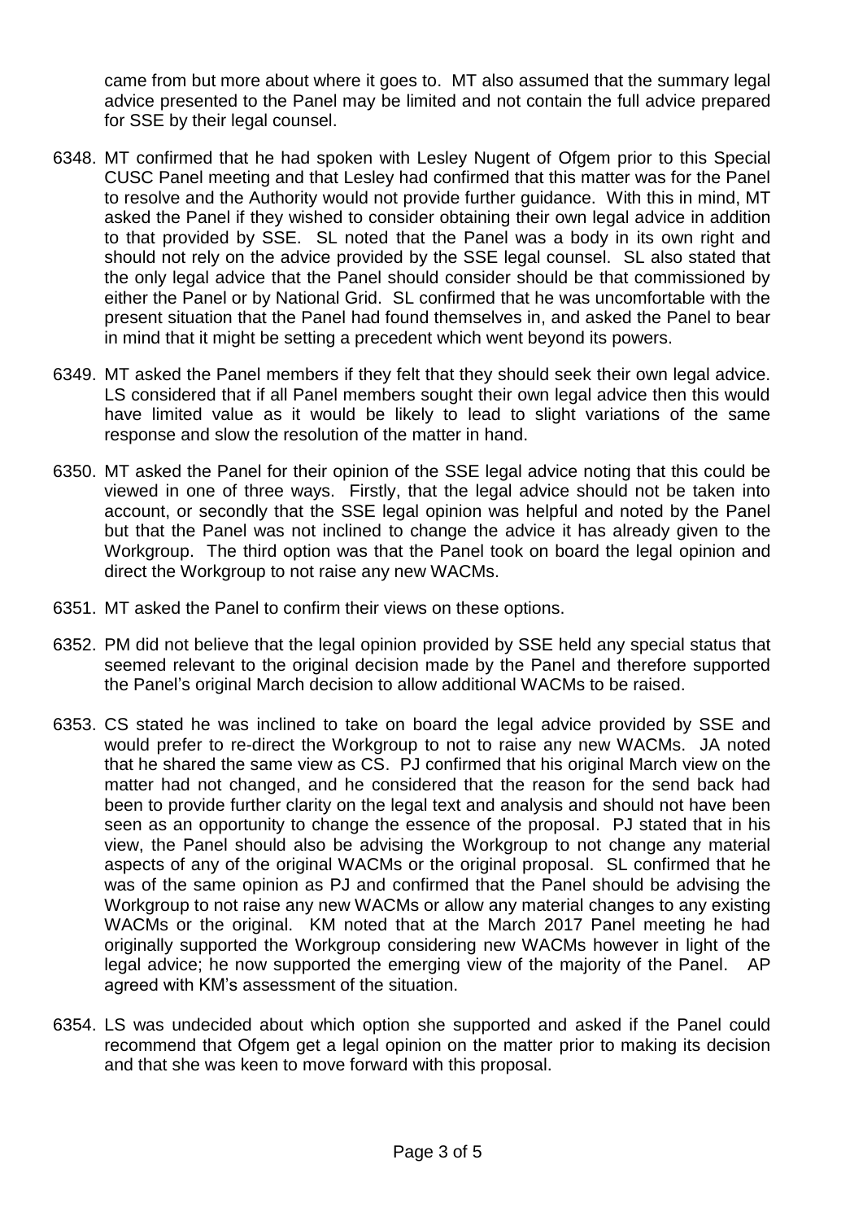came from but more about where it goes to. MT also assumed that the summary legal advice presented to the Panel may be limited and not contain the full advice prepared for SSE by their legal counsel.

6348. MT confirmed that he had spoken with Lesley Nugent of Ofgem prior to this Special CUSC Panel meeting and that Lesley had confirmed that this matter was for the Panel to resolve and the Authority would not provide further guidance. With this in mind, MT asked the Panel if they wished to consider obtaining their own legal advice in addition to that provided by SSE. SL noted that the Panel was a body in its own right and should not rely on the advice provided by the SSE legal counsel. SL also stated that the only legal advice that the Panel should consider should be that commissioned by either the Panel or by National Grid. SL confirmed that he was uncomfortable with the present situation that the Panel had found themselves in, and asked the Panel to bear in mind that it might be setting a precedent which went beyond its powers.

6349. MT asked the Panel members if they felt that they should seek their own legal advice. LS considered that if all Panel members sought their own legal advice then this would have limited value as it would be likely to lead to slight variations of the same response and slow the resolution of the matter in hand.

6350. MT asked the Panel for their opinion of the SSE legal advice noting that this could be viewed in one of three ways. Firstly, that the legal advice should not be taken into account, or secondly that the SSE legal opinion was helpful and noted by the Panel but that the Panel was not inclined to change the advice it has already given to the Workgroup. The third option was that the Panel took on board the legal opinion and direct the Workgroup to not raise any new WACMs.

6351. MT asked the Panel to confirm their views on these options.

6352. PM did not believe that the legal opinion provided by SSE held any special status that seemed relevant to the original decision made by the Panel and therefore supported the Panel's original March decision to allow additional WACMs to be raised.

6353. CS stated he was inclined to take on board the legal advice provided by SSE and would prefer to re-direct the Workgroup to not to raise any new WACMs. JA noted that he shared the same view as CS. PJ confirmed that his original March view on the matter had not changed, and he considered that the reason for the send back had been to provide further clarity on the legal text and analysis and should not have been seen as an opportunity to change the essence of the proposal. PJ stated that in his view, the Panel should also be advising the Workgroup to not change any material aspects of any of the original WACMs or the original proposal. SL confirmed that he was of the same opinion as PJ and confirmed that the Panel should be advising the Workgroup to not raise any new WACMs or allow any material changes to any existing WACMs or the original. KM noted that at the March 2017 Panel meeting he had originally supported the Workgroup considering new WACMs however in light of the legal advice; he now supported the emerging view of the majority of the Panel. AP agreed with KM's assessment of the situation.

6354. LS was undecided about which option she supported and asked if the Panel could recommend that Ofgem get a legal opinion on the matter prior to making its decision and that she was keen to move forward with this proposal.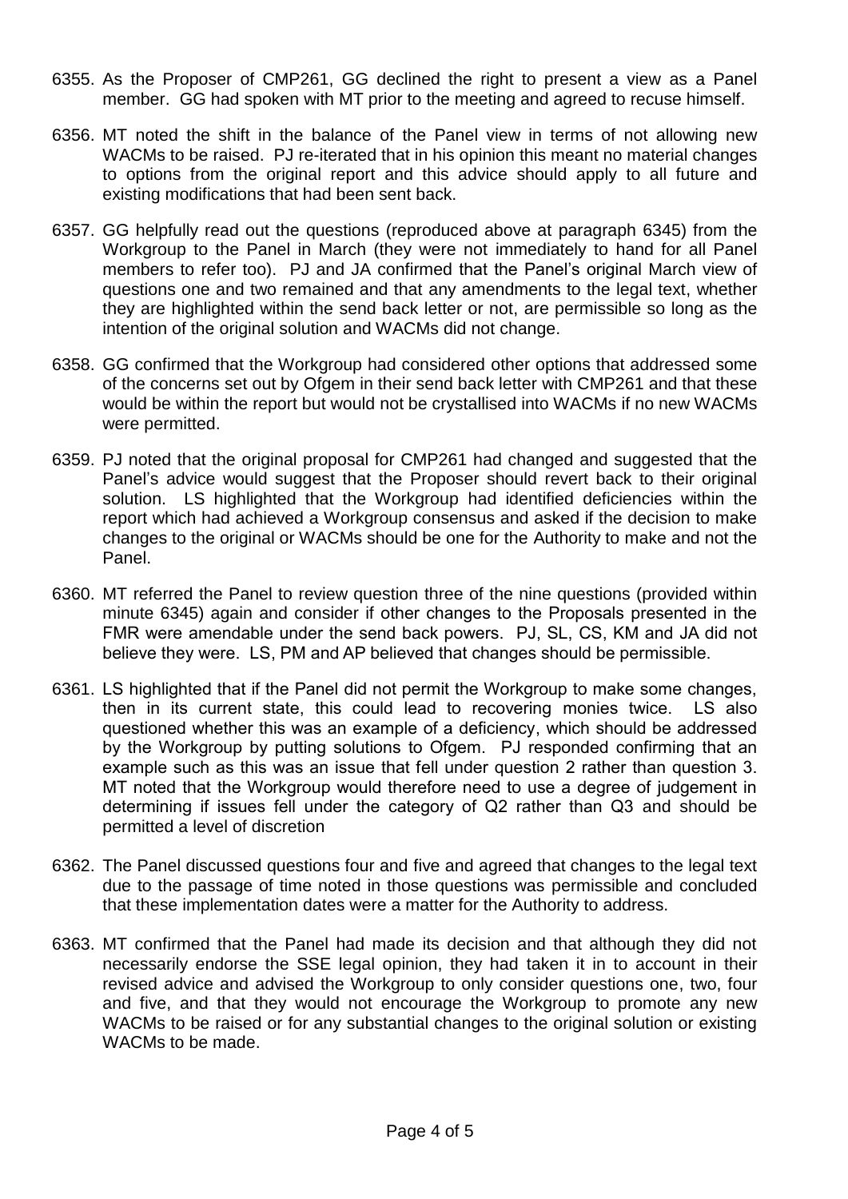6355. As the Proposer of CMP261, GG declined the right to present a view as a Panel member. GG had spoken with MT prior to the meeting and agreed to recuse himself.

6356. MT noted the shift in the balance of the Panel view in terms of not allowing new WACMs to be raised. PJ re-iterated that in his opinion this meant no material changes to options from the original report and this advice should apply to all future and existing modifications that had been sent back.

6357. GG helpfully read out the questions (reproduced above at paragraph 6345) from the Workgroup to the Panel in March (they were not immediately to hand for all Panel members to refer too). PJ and JA confirmed that the Panel's original March view of questions one and two remained and that any amendments to the legal text, whether they are highlighted within the send back letter or not, are permissible so long as the intention of the original solution and WACMs did not change.

6358. GG confirmed that the Workgroup had considered other options that addressed some of the concerns set out by Ofgem in their send back letter with CMP261 and that these would be within the report but would not be crystallised into WACMs if no new WACMs were permitted.

6359. PJ noted that the original proposal for CMP261 had changed and suggested that the Panel's advice would suggest that the Proposer should revert back to their original solution. LS highlighted that the Workgroup had identified deficiencies within the report which had achieved a Workgroup consensus and asked if the decision to make changes to the original or WACMs should be one for the Authority to make and not the Panel.

6360. MT referred the Panel to review question three of the nine questions (provided within minute 6345) again and consider if other changes to the Proposals presented in the FMR were amendable under the send back powers. PJ, SL, CS, KM and JA did not believe they were. LS, PM and AP believed that changes should be permissible.

6361. LS highlighted that if the Panel did not permit the Workgroup to make some changes, then in its current state, this could lead to recovering monies twice. LS also questioned whether this was an example of a deficiency, which should be addressed by the Workgroup by putting solutions to Ofgem. PJ responded confirming that an example such as this was an issue that fell under question 2 rather than question 3. MT noted that the Workgroup would therefore need to use a degree of judgement in determining if issues fell under the category of Q2 rather than Q3 and should be permitted a level of discretion

6362. The Panel discussed questions four and five and agreed that changes to the legal text due to the passage of time noted in those questions was permissible and concluded that these implementation dates were a matter for the Authority to address.

6363. MT confirmed that the Panel had made its decision and that although they did not necessarily endorse the SSE legal opinion, they had taken it in to account in their revised advice and advised the Workgroup to only consider questions one, two, four and five, and that they would not encourage the Workgroup to promote any new WACMs to be raised or for any substantial changes to the original solution or existing WACMs to be made.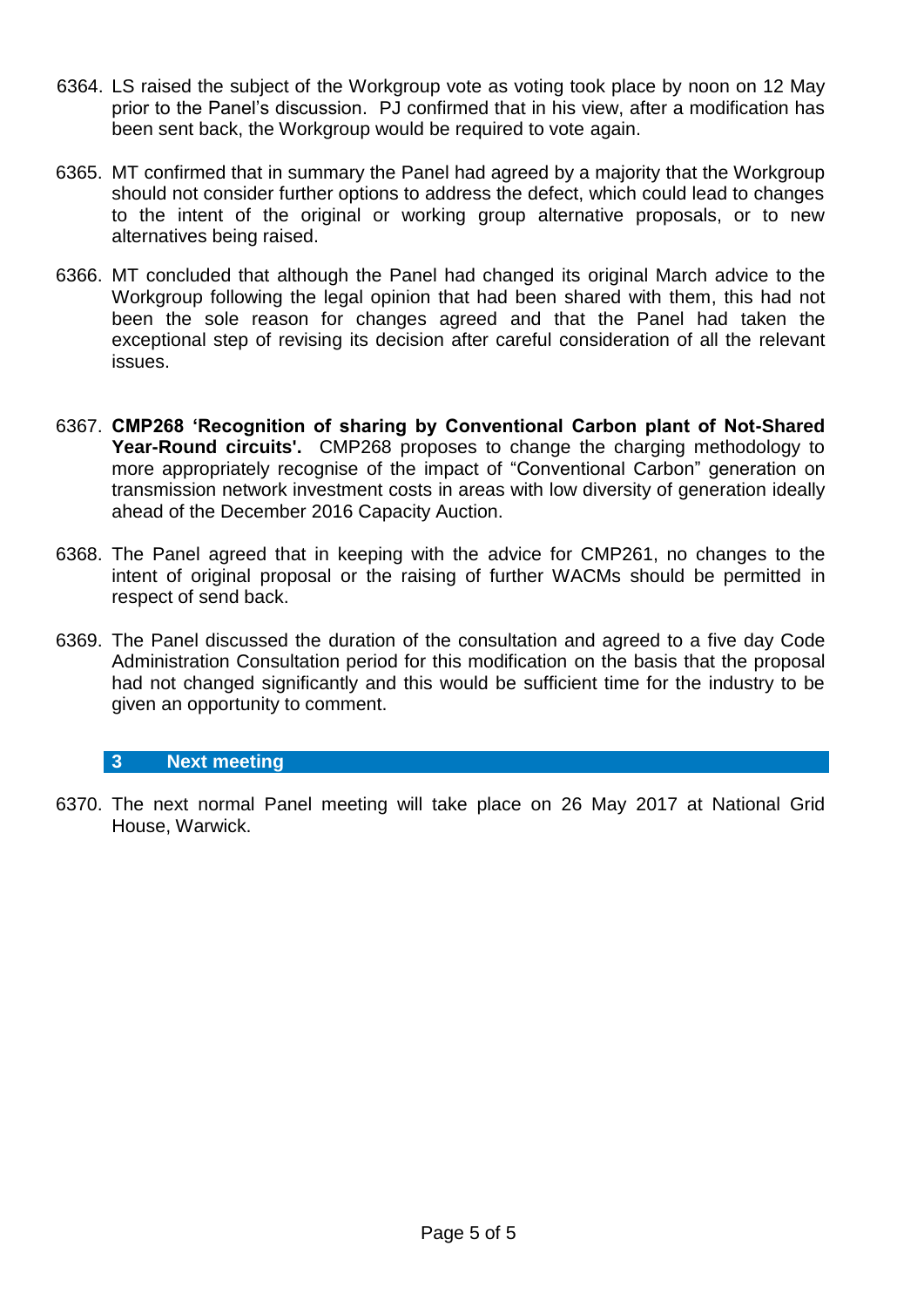6364. LS raised the subject of the Workgroup vote as voting took place by noon on 12 May prior to the Panel's discussion. PJ confirmed that in his view, after a modification has been sent back, the Workgroup would be required to vote again.

6365. MT confirmed that in summary the Panel had agreed by a majority that the Workgroup should not consider further options to address the defect, which could lead to changes to the intent of the original or working group alternative proposals, or to new alternatives being raised.

6366. MT concluded that although the Panel had changed its original March advice to the Workgroup following the legal opinion that had been shared with them, this had not been the sole reason for changes agreed and that the Panel had taken the exceptional step of revising its decision after careful consideration of all the relevant issues.

6367. **CMP268 'Recognition of sharing by Conventional Carbon plant of Not-Shared Year-Round circuits'.** CMP268 proposes to change the charging methodology to more appropriately recognise of the impact of "Conventional Carbon" generation on transmission network investment costs in areas with low diversity of generation ideally ahead of the December 2016 Capacity Auction.

6368. The Panel agreed that in keeping with the advice for CMP261, no changes to the intent of original proposal or the raising of further WACMs should be permitted in respect of send back.

6369. The Panel discussed the duration of the consultation and agreed to a five day Code Administration Consultation period for this modification on the basis that the proposal had not changed significantly and this would be sufficient time for the industry to be given an opportunity to comment.

## 3 Next meeting

6370. The next normal Panel meeting will take place on 26 May 2017 at National Grid House, Warwick.